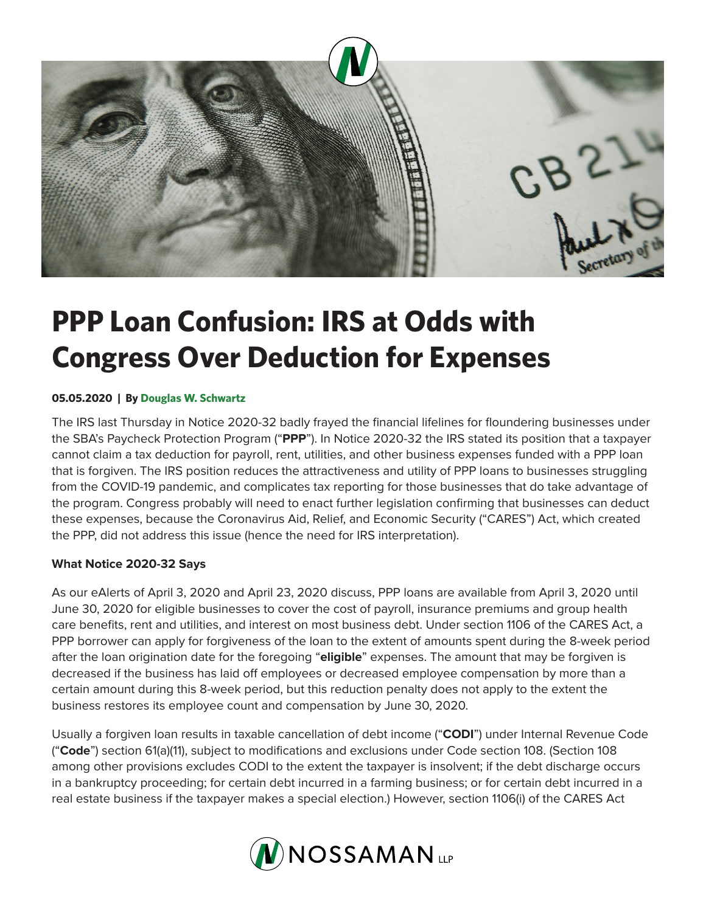# PPP Loan Confusion: IRS at Odds with Congress Over Deduction for Expenses

**05.05.2020 | By Douglas W. Schwartz**

The IRS last Thursday in Notice 2020-32 badly frayed the financial lifelines for floundering businesses under the SBA's Paycheck Protection Program ("**PPP**"). In Notice 2020-32 the IRS stated its position that a taxpayer cannot claim a tax deduction for payroll, rent, utilities, and other business expenses funded with a PPP loan that is forgiven. The IRS position reduces the attractiveness and utility of PPP loans to businesses struggling from the COVID-19 pandemic, and complicates tax reporting for those businesses that do take advantage of the program. Congress probably will need to enact further legislation confirming that businesses can deduct these expenses, because the Coronavirus Aid, Relief, and Economic Security ("CARES") Act, which created the PPP, did not address this issue (hence the need for IRS interpretation).

**What Notice 2020-32 Says**

As our eAlerts of April 3, 2020 and April 23, 2020 discuss, PPP loans are available from April 3, 2020 until June 30, 2020 for eligible businesses to cover the cost of payroll, insurance premiums and group health care benefits, rent and utilities, and interest on most business debt. Under section 1106 of the CARES Act, a PPP borrower can apply for forgiveness of the loan to the extent of amounts spent during the 8-week period after the loan origination date for the foregoing "**eligible**" expenses. The amount that may be forgiven is decreased if the business has laid off employees or decreased employee compensation by more than a certain amount during this 8-week period, but this reduction penalty does not apply to the extent the business restores its employee count and compensation by June 30, 2020.

Usually a forgiven loan results in taxable cancellation of debt income ("**CODI**") under Internal Revenue Code ("**Code**") section 61(a)(11), subject to modifications and exclusions under Code section 108. (Section 108 among other provisions excludes CODI to the extent the taxpayer is insolvent; if the debt discharge occurs in a bankruptcy proceeding; for certain debt incurred in a farming business; or for certain debt incurred in a real estate business if the taxpayer makes a special election.) However, section 1106(i) of the CARES Act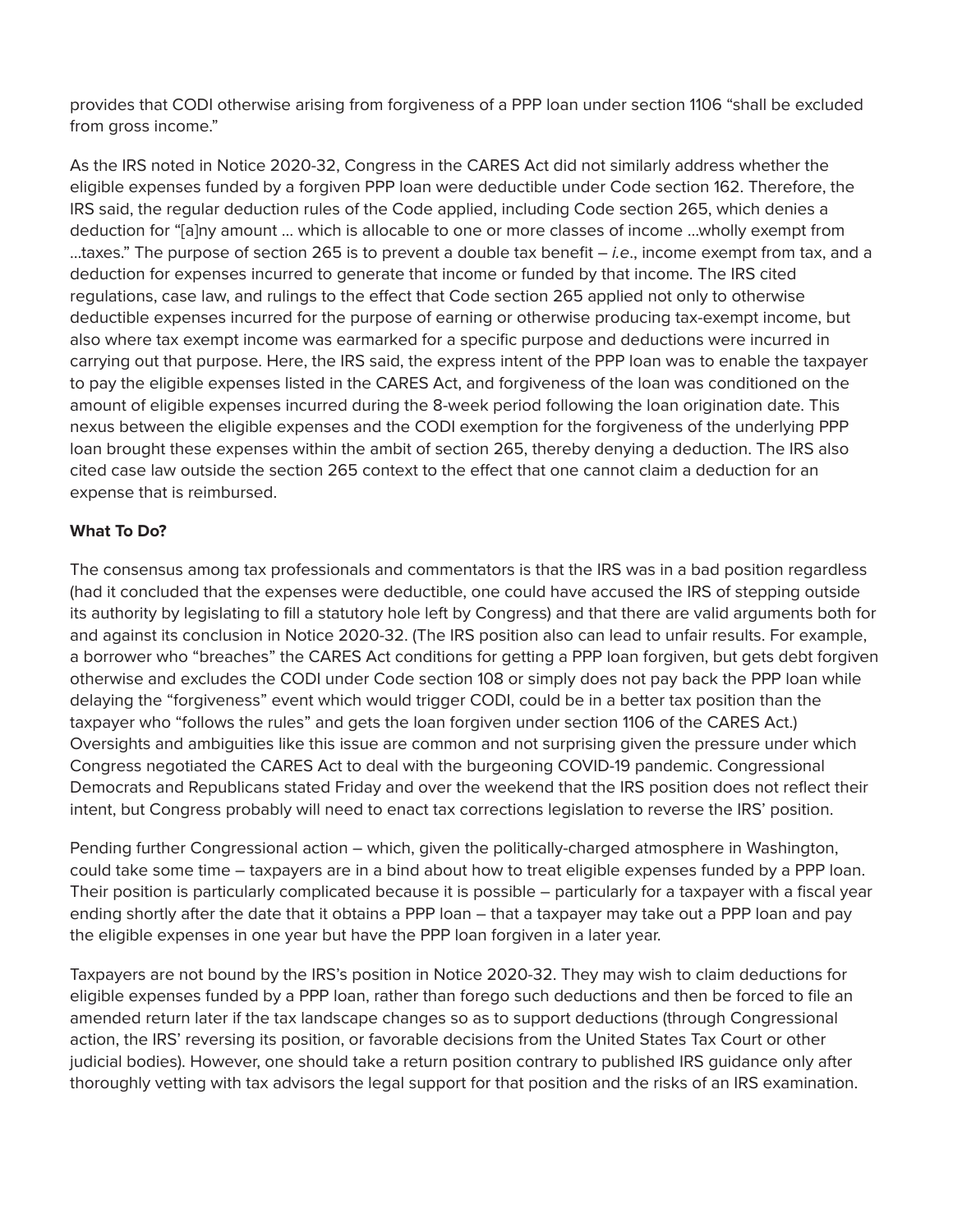provides that CODI otherwise arising from forgiveness of a PPP loan under section 1106 "shall be excluded from gross income."

As the IRS noted in Notice 2020-32, Congress in the CARES Act did not similarly address whether the eligible expenses funded by a forgiven PPP loan were deductible under Code section 162. Therefore, the IRS said, the regular deduction rules of the Code applied, including Code section 265, which denies a deduction for "[a]ny amount … which is allocable to one or more classes of income …wholly exempt from …taxes." The purpose of section 265 is to prevent a double tax benefit – *i.e*., income exempt from tax, and a deduction for expenses incurred to generate that income or funded by that income. The IRS cited regulations, case law, and rulings to the effect that Code section 265 applied not only to otherwise deductible expenses incurred for the purpose of earning or otherwise producing tax-exempt income, but also where tax exempt income was earmarked for a specific purpose and deductions were incurred in carrying out that purpose. Here, the IRS said, the express intent of the PPP loan was to enable the taxpayer to pay the eligible expenses listed in the CARES Act, and forgiveness of the loan was conditioned on the amount of eligible expenses incurred during the 8-week period following the loan origination date. This nexus between the eligible expenses and the CODI exemption for the forgiveness of the underlying PPP loan brought these expenses within the ambit of section 265, thereby denying a deduction. The IRS also cited case law outside the section 265 context to the effect that one cannot claim a deduction for an expense that is reimbursed.

**What To Do?**

The consensus among tax professionals and commentators is that the IRS was in a bad position regardless (had it concluded that the expenses were deductible, one could have accused the IRS of stepping outside its authority by legislating to fill a statutory hole left by Congress) and that there are valid arguments both for and against its conclusion in Notice 2020-32. (The IRS position also can lead to unfair results. For example, a borrower who "breaches" the CARES Act conditions for getting a PPP loan forgiven, but gets debt forgiven otherwise and excludes the CODI under Code section 108 or simply does not pay back the PPP loan while delaying the "forgiveness" event which would trigger CODI, could be in a better tax position than the taxpayer who "follows the rules" and gets the loan forgiven under section 1106 of the CARES Act.) Oversights and ambiguities like this issue are common and not surprising given the pressure under which Congress negotiated the CARES Act to deal with the burgeoning COVID-19 pandemic. Congressional Democrats and Republicans stated Friday and over the weekend that the IRS position does not reflect their intent, but Congress probably will need to enact tax corrections legislation to reverse the IRS' position.

Pending further Congressional action – which, given the politically-charged atmosphere in Washington, could take some time – taxpayers are in a bind about how to treat eligible expenses funded by a PPP loan. Their position is particularly complicated because it is possible – particularly for a taxpayer with a fiscal year ending shortly after the date that it obtains a PPP loan – that a taxpayer may take out a PPP loan and pay the eligible expenses in one year but have the PPP loan forgiven in a later year.

Taxpayers are not bound by the IRS's position in Notice 2020-32. They may wish to claim deductions for eligible expenses funded by a PPP loan, rather than forego such deductions and then be forced to file an amended return later if the tax landscape changes so as to support deductions (through Congressional action, the IRS' reversing its position, or favorable decisions from the United States Tax Court or other judicial bodies). However, one should take a return position contrary to published IRS guidance only after thoroughly vetting with tax advisors the legal support for that position and the risks of an IRS examination.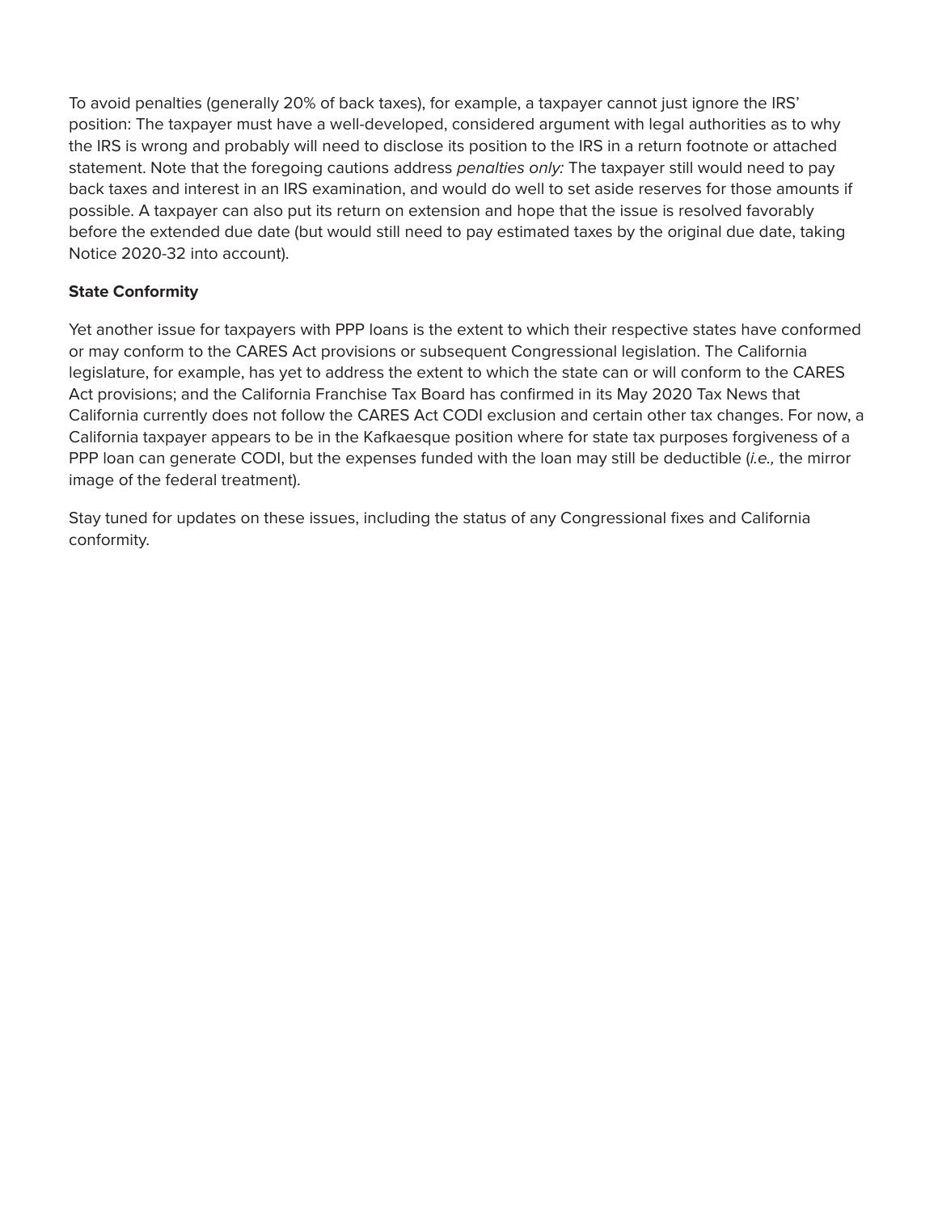To avoid penalties (generally 20% of back taxes), for example, a taxpayer cannot just ignore the IRS' position: The taxpayer must have a well-developed, considered argument with legal authorities as to why the IRS is wrong and probably will need to disclose its position to the IRS in a return footnote or attached statement. Note that the foregoing cautions address *penalties only:* The taxpayer still would need to pay back taxes and interest in an IRS examination, and would do well to set aside reserves for those amounts if possible. A taxpayer can also put its return on extension and hope that the issue is resolved favorably before the extended due date (but would still need to pay estimated taxes by the original due date, taking Notice 2020-32 into account).

**State Conformity**

Yet another issue for taxpayers with PPP loans is the extent to which their respective states have conformed or may conform to the CARES Act provisions or subsequent Congressional legislation. The California legislature, for example, has yet to address the extent to which the state can or will conform to the CARES Act provisions; and the California Franchise Tax Board has confirmed in its May 2020 Tax News that California currently does not follow the CARES Act CODI exclusion and certain other tax changes. For now, a California taxpayer appears to be in the Kafkaesque position where for state tax purposes forgiveness of a PPP loan can generate CODI, but the expenses funded with the loan may still be deductible (*i.e.,* the mirror image of the federal treatment).

Stay tuned for updates on these issues, including the status of any Congressional fixes and California conformity.